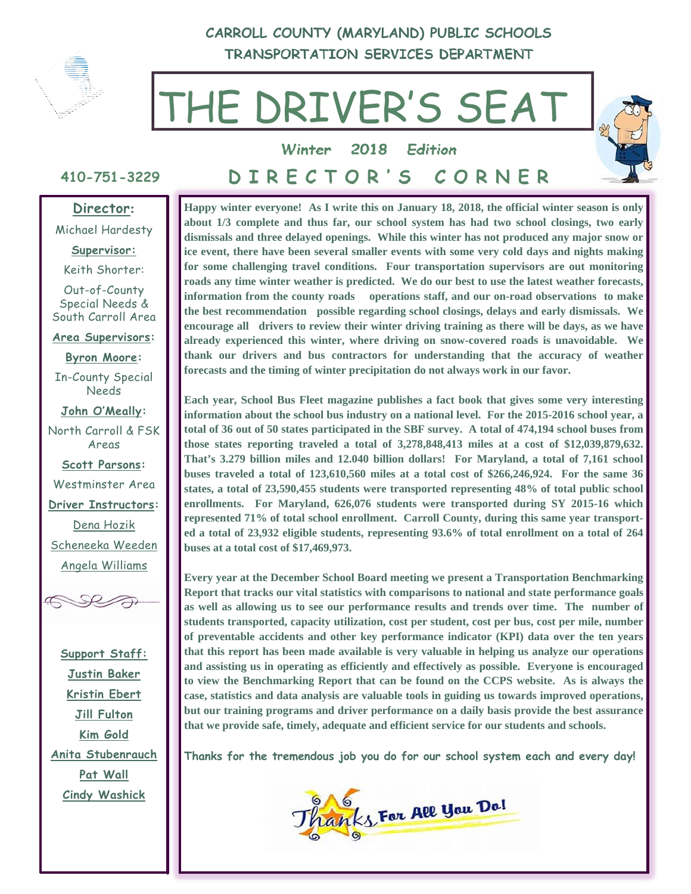**CARROLL COUNTY (MARYLAND) PUBLIC SCHOOLS**
**TRANSPORTATION SERVICES DEPARTMENT**

# THE DRIVER'S SEAT

***Winter 2018 Edition***

**410-751-3229**

**Director:**
Michael Hardesty

**Supervisor:**
Keith Shorter:
Out-of-County Special Needs & South Carroll Area

**Area Supervisors:**

**Byron Moore:**
In-County Special Needs

**John O'Meally:**
North Carroll & FSK Areas

**Scott Parsons:**
Westminster Area

**Driver Instructors:**
Dena Hozik
Scheneeka Weeden
Angela Williams

**Support Staff:**
Justin Baker
Kristin Ebert
Jill Fulton
Kim Gold
Anita Stubenrauch
Pat Wall
Cindy Washick

## DIRECTOR'S CORNER

**Happy winter everyone! As I write this on January 18, 2018, the official winter season is only about 1/3 complete and thus far, our school system has had two school closings, two early dismissals and three delayed openings. While this winter has not produced any major snow or ice event, there have been several smaller events with some very cold days and nights making for some challenging travel conditions. Four transportation supervisors are out monitoring roads any time winter weather is predicted. We do our best to use the latest weather forecasts, information from the county roads operations staff, and our on-road observations to make the best recommendation possible regarding school closings, delays and early dismissals. We encourage all drivers to review their winter driving training as there will be days, as we have already experienced this winter, where driving on snow-covered roads is unavoidable. We thank our drivers and bus contractors for understanding that the accuracy of weather forecasts and the timing of winter precipitation do not always work in our favor.**

**Each year, School Bus Fleet magazine publishes a fact book that gives some very interesting information about the school bus industry on a national level. For the 2015-2016 school year, a total of 36 out of 50 states participated in the SBF survey. A total of 474,194 school buses from those states reporting traveled a total of 3,278,848,413 miles at a cost of $12,039,879,632. That's 3.279 billion miles and 12.040 billion dollars! For Maryland, a total of 7,161 school buses traveled a total of 123,610,560 miles at a total cost of $266,246,924. For the same 36 states, a total of 23,590,455 students were transported representing 48% of total public school enrollments. For Maryland, 626,076 students were transported during SY 2015-16 which represented 71% of total school enrollment. Carroll County, during this same year transported a total of 23,932 eligible students, representing 93.6% of total enrollment on a total of 264 buses at a total cost of $17,469,973.**

**Every year at the December School Board meeting we present a Transportation Benchmarking Report that tracks our vital statistics with comparisons to national and state performance goals as well as allowing us to see our performance results and trends over time. The number of students transported, capacity utilization, cost per student, cost per bus, cost per mile, number of preventable accidents and other key performance indicator (KPI) data over the ten years that this report has been made available is very valuable in helping us analyze our operations and assisting us in operating as efficiently and effectively as possible. Everyone is encouraged to view the Benchmarking Report that can be found on the CCPS website. As is always the case, statistics and data analysis are valuable tools in guiding us towards improved operations, but our training programs and driver performance on a daily basis provide the best assurance that we provide safe, timely, adequate and efficient service for our students and schools.**

**Thanks for the tremendous job you do for our school system each and every day!**

Thanks For All You Do!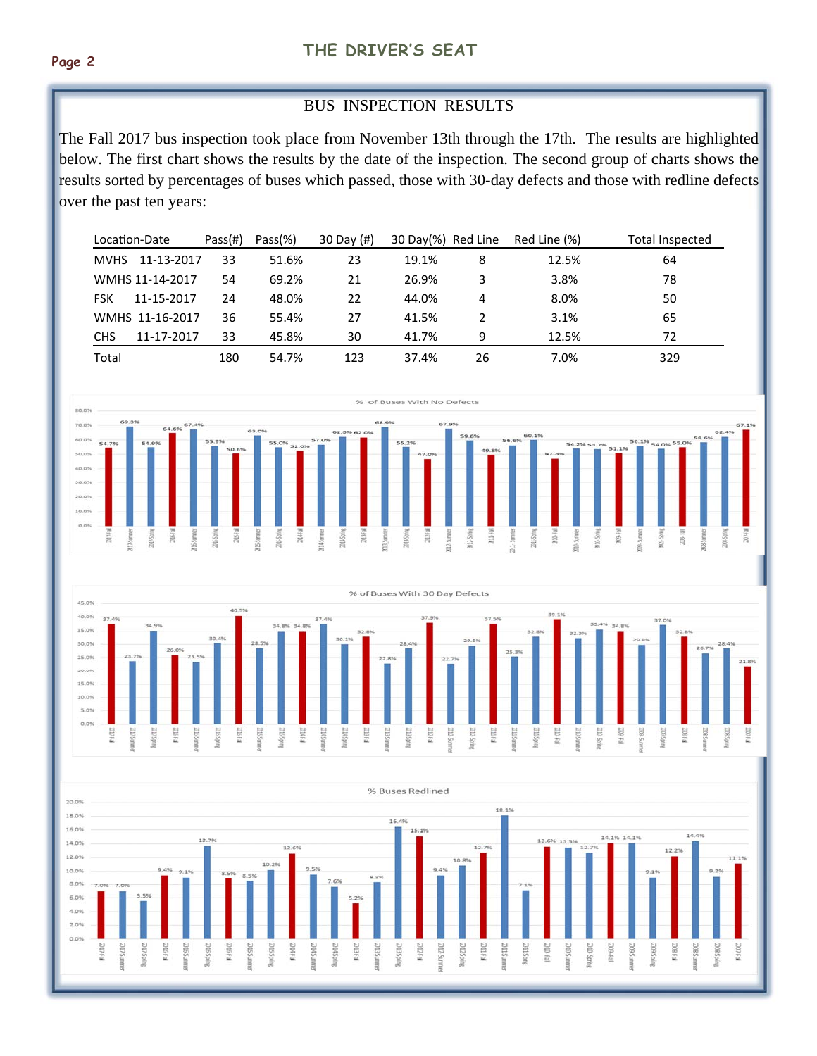## BUS INSPECTION RESULTS

The Fall 2017 bus inspection took place from November 13th through the 17th. The results are highlighted below. The first chart shows the results by the date of the inspection. The second group of charts shows the results sorted by percentages of buses which passed, those with 30-day defects and those with redline defects over the past ten years:

| Location-Date | Pass(#) | Pass(%) | 30 Day (#) | 30 Day(%) | Red Line | Red Line (%) | Total Inspected |
|---|---|---|---|---|---|---|---|
| MVHS 11-13-2017 | 33 | 51.6% | 23 | 19.1% | 8 | 12.5% | 64 |
| WMHS 11-14-2017 | 54 | 69.2% | 21 | 26.9% | 3 | 3.8% | 78 |
| FSK 11-15-2017 | 24 | 48.0% | 22 | 44.0% | 4 | 8.0% | 50 |
| WMHS 11-16-2017 | 36 | 55.4% | 27 | 41.5% | 2 | 3.1% | 65 |
| CHS 11-17-2017 | 33 | 45.8% | 30 | 41.7% | 9 | 12.5% | 72 |
| Total | 180 | 54.7% | 123 | 37.4% | 26 | 7.0% | 329 |

% of Buses With No Defects

% of Buses With 30 Day Defects

% Buses Redlined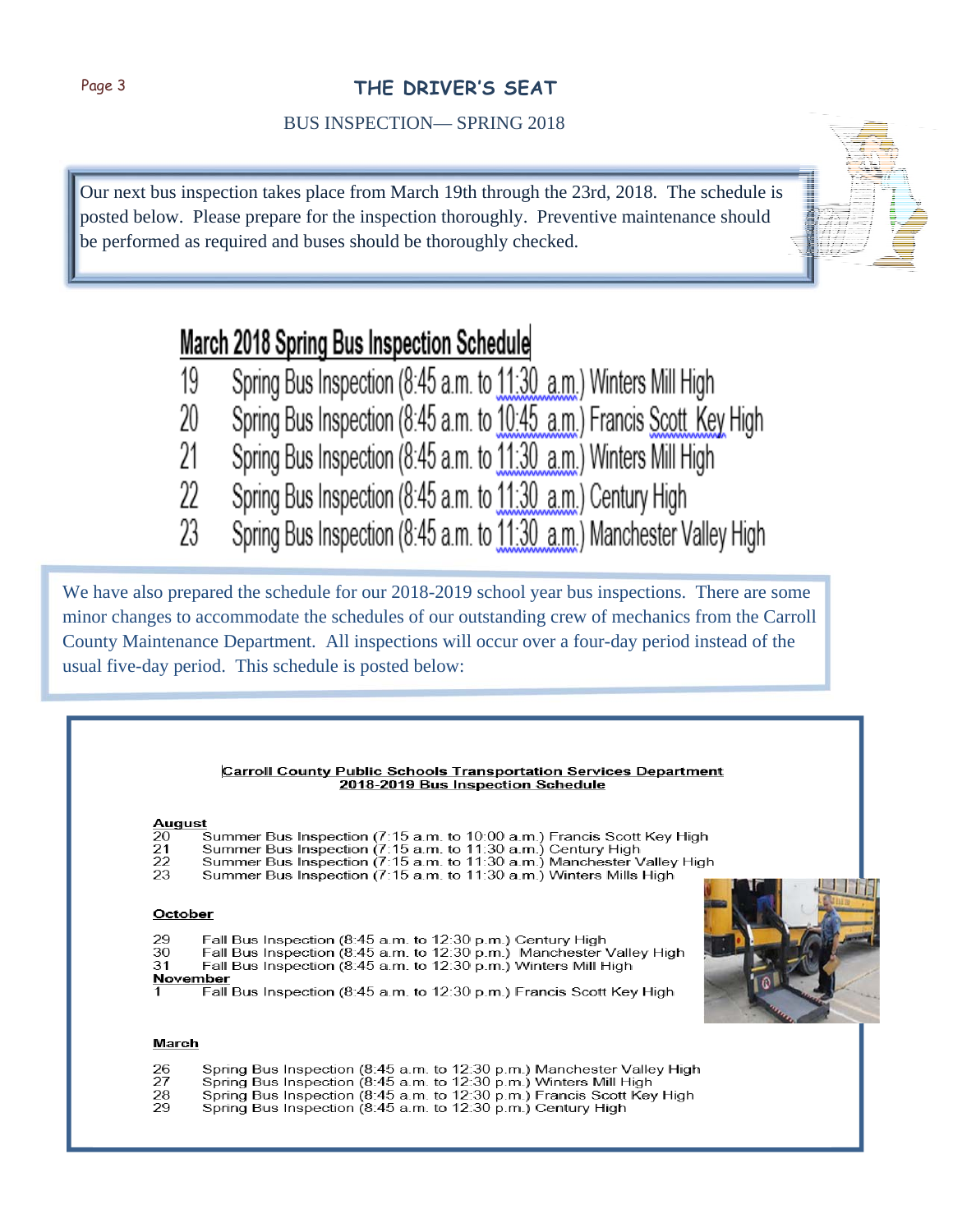## BUS INSPECTION— SPRING 2018

Our next bus inspection takes place from March 19th through the 23rd, 2018. The schedule is posted below. Please prepare for the inspection thoroughly. Preventive maintenance should be performed as required and buses should be thoroughly checked.

### March 2018 Spring Bus Inspection Schedule

19 Spring Bus Inspection (8:45 a.m. to 11:30 a.m.) Winters Mill High
20 Spring Bus Inspection (8:45 a.m. to 10:45 a.m.) Francis Scott Key High
21 Spring Bus Inspection (8:45 a.m. to 11:30 a.m.) Winters Mill High
22 Spring Bus Inspection (8:45 a.m. to 11:30 a.m.) Century High
23 Spring Bus Inspection (8:45 a.m. to 11:30 a.m.) Manchester Valley High

We have also prepared the schedule for our 2018-2019 school year bus inspections. There are some minor changes to accommodate the schedules of our outstanding crew of mechanics from the Carroll County Maintenance Department. All inspections will occur over a four-day period instead of the usual five-day period. This schedule is posted below:

### Carroll County Public Schools Transportation Services Department
### 2018-2019 Bus Inspection Schedule

**August**
20 Summer Bus Inspection (7:15 a.m. to 10:00 a.m.) Francis Scott Key High
21 Summer Bus Inspection (7:15 a.m. to 11:30 a.m.) Century High
22 Summer Bus Inspection (7:15 a.m. to 11:30 a.m.) Manchester Valley High
23 Summer Bus Inspection (7:15 a.m. to 11:30 a.m.) Winters Mills High

**October**
29 Fall Bus Inspection (8:45 a.m. to 12:30 p.m.) Century High
30 Fall Bus Inspection (8:45 a.m. to 12:30 p.m.) Manchester Valley High
31 Fall Bus Inspection (8:45 a.m. to 12:30 p.m.) Winters Mill High

**November**
1 Fall Bus Inspection (8:45 a.m. to 12:30 p.m.) Francis Scott Key High

**March**
26 Spring Bus Inspection (8:45 a.m. to 12:30 p.m.) Manchester Valley High
27 Spring Bus Inspection (8:45 a.m. to 12:30 p.m.) Winters Mill High
28 Spring Bus Inspection (8:45 a.m. to 12:30 p.m.) Francis Scott Key High
29 Spring Bus Inspection (8:45 a.m. to 12:30 p.m.) Century High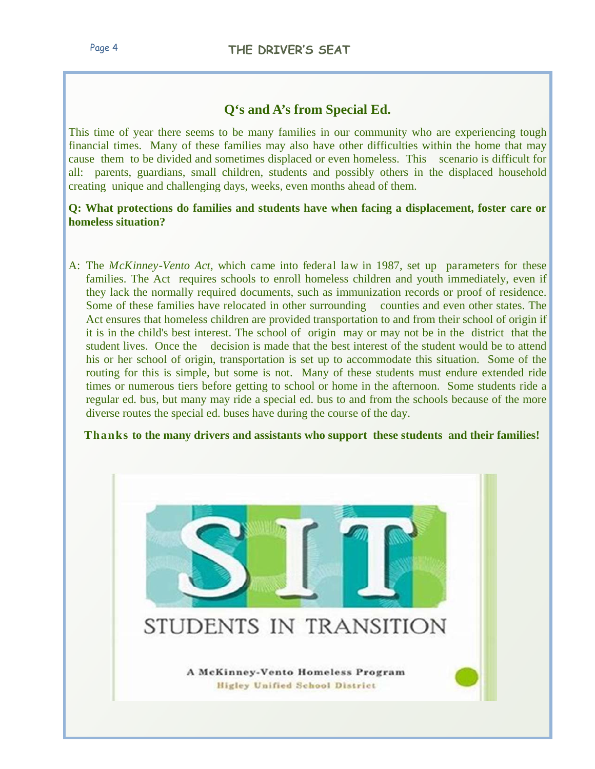## Q's and A's from Special Ed.

This time of year there seems to be many families in our community who are experiencing tough financial times. Many of these families may also have other difficulties within the home that may cause them to be divided and sometimes displaced or even homeless. This scenario is difficult for all: parents, guardians, small children, students and possibly others in the displaced household creating unique and challenging days, weeks, even months ahead of them.

**Q: What protections do families and students have when facing a displacement, foster care or homeless situation?**

A: The *McKinney-Vento Act,* which came into federal law in 1987, set up parameters for these families. The Act requires schools to enroll homeless children and youth immediately, even if they lack the normally required documents, such as immunization records or proof of residence. Some of these families have relocated in other surrounding counties and even other states. The Act ensures that homeless children are provided transportation to and from their school of origin if it is in the child's best interest. The school of origin may or may not be in the district that the student lives. Once the decision is made that the best interest of the student would be to attend his or her school of origin, transportation is set up to accommodate this situation. Some of the routing for this is simple, but some is not. Many of these students must endure extended ride times or numerous tiers before getting to school or home in the afternoon. Some students ride a regular ed. bus, but many may ride a special ed. bus to and from the schools because of the more diverse routes the special ed. buses have during the course of the day.

**Thanks to the many drivers and assistants who support these students and their families!**

SIT

STUDENTS IN TRANSITION

A McKinney-Vento Homeless Program

Higley Unified School District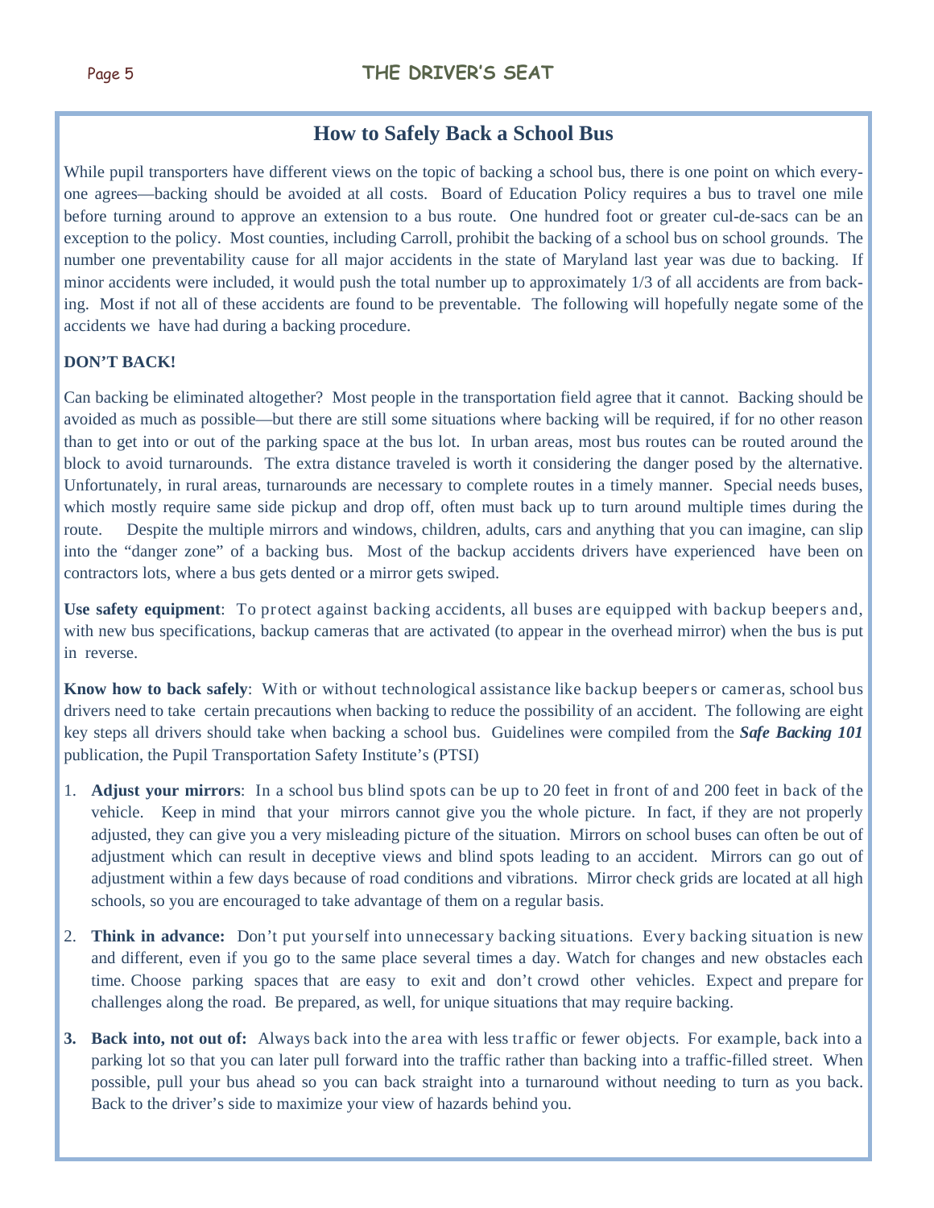## How to Safely Back a School Bus

While pupil transporters have different views on the topic of backing a school bus, there is one point on which everyone agrees—backing should be avoided at all costs. Board of Education Policy requires a bus to travel one mile before turning around to approve an extension to a bus route. One hundred foot or greater cul-de-sacs can be an exception to the policy. Most counties, including Carroll, prohibit the backing of a school bus on school grounds. The number one preventability cause for all major accidents in the state of Maryland last year was due to backing. If minor accidents were included, it would push the total number up to approximately 1/3 of all accidents are from backing. Most if not all of these accidents are found to be preventable. The following will hopefully negate some of the accidents we have had during a backing procedure.

**DON'T BACK!**

Can backing be eliminated altogether? Most people in the transportation field agree that it cannot. Backing should be avoided as much as possible—but there are still some situations where backing will be required, if for no other reason than to get into or out of the parking space at the bus lot. In urban areas, most bus routes can be routed around the block to avoid turnarounds. The extra distance traveled is worth it considering the danger posed by the alternative. Unfortunately, in rural areas, turnarounds are necessary to complete routes in a timely manner. Special needs buses, which mostly require same side pickup and drop off, often must back up to turn around multiple times during the route. Despite the multiple mirrors and windows, children, adults, cars and anything that you can imagine, can slip into the "danger zone" of a backing bus. Most of the backup accidents drivers have experienced have been on contractors lots, where a bus gets dented or a mirror gets swiped.

**Use safety equipment**: To protect against backing accidents, all buses are equipped with backup beepers and, with new bus specifications, backup cameras that are activated (to appear in the overhead mirror) when the bus is put in reverse.

**Know how to back safely**: With or without technological assistance like backup beepers or cameras, school bus drivers need to take certain precautions when backing to reduce the possibility of an accident. The following are eight key steps all drivers should take when backing a school bus. Guidelines were compiled from the ***Safe Backing 101*** publication, the Pupil Transportation Safety Institute's (PTSI)

1. **Adjust your mirrors**: In a school bus blind spots can be up to 20 feet in front of and 200 feet in back of the vehicle. Keep in mind that your mirrors cannot give you the whole picture. In fact, if they are not properly adjusted, they can give you a very misleading picture of the situation. Mirrors on school buses can often be out of adjustment which can result in deceptive views and blind spots leading to an accident. Mirrors can go out of adjustment within a few days because of road conditions and vibrations. Mirror check grids are located at all high schools, so you are encouraged to take advantage of them on a regular basis.

2. **Think in advance:** Don't put yourself into unnecessary backing situations. Every backing situation is new and different, even if you go to the same place several times a day. Watch for changes and new obstacles each time. Choose parking spaces that are easy to exit and don't crowd other vehicles. Expect and prepare for challenges along the road. Be prepared, as well, for unique situations that may require backing.

3. **Back into, not out of:** Always back into the area with less traffic or fewer objects. For example, back into a parking lot so that you can later pull forward into the traffic rather than backing into a traffic-filled street. When possible, pull your bus ahead so you can back straight into a turnaround without needing to turn as you back. Back to the driver's side to maximize your view of hazards behind you.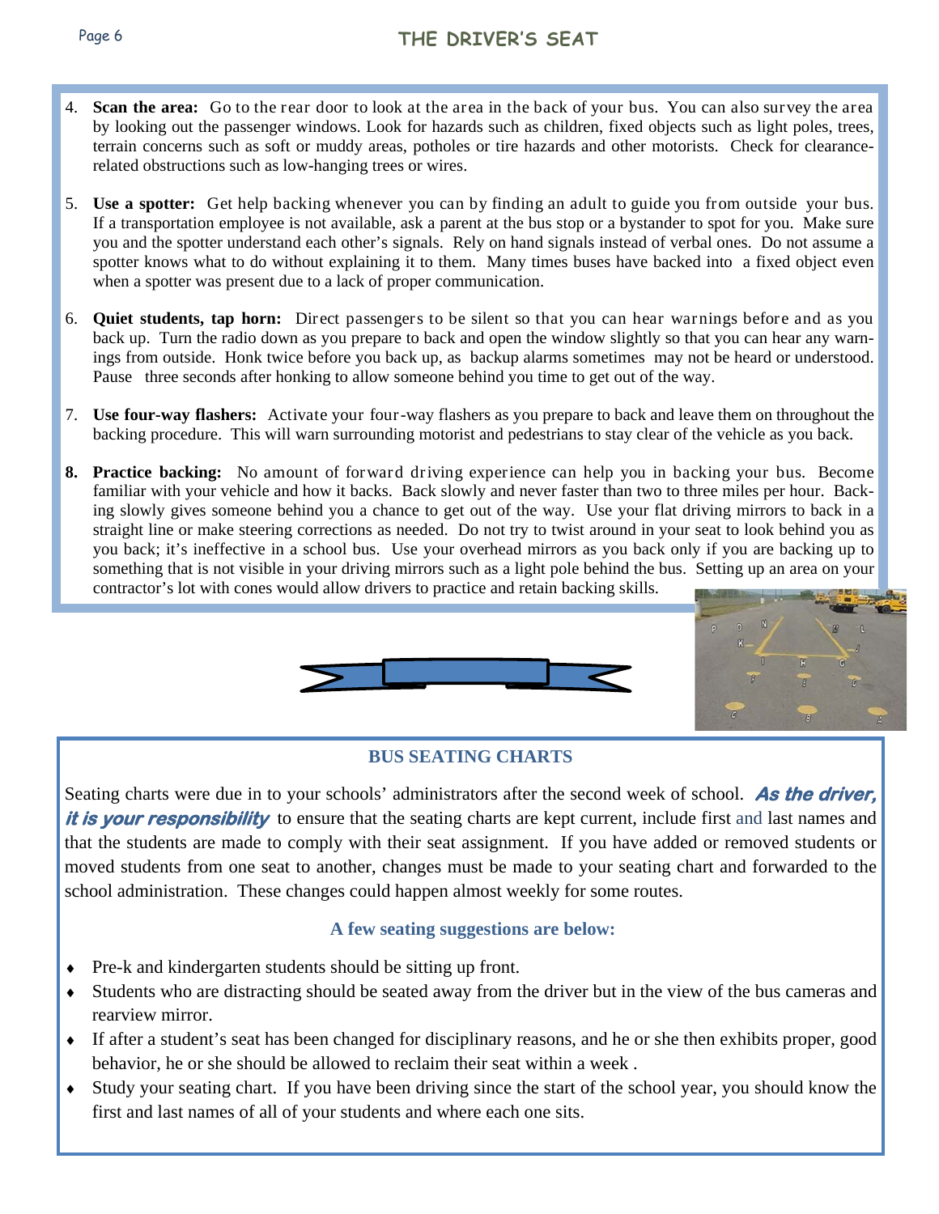4. **Scan the area:** Go to the rear door to look at the area in the back of your bus. You can also survey the area by looking out the passenger windows. Look for hazards such as children, fixed objects such as light poles, trees, terrain concerns such as soft or muddy areas, potholes or tire hazards and other motorists. Check for clearance-related obstructions such as low-hanging trees or wires.

5. **Use a spotter:** Get help backing whenever you can by finding an adult to guide you from outside your bus. If a transportation employee is not available, ask a parent at the bus stop or a bystander to spot for you. Make sure you and the spotter understand each other's signals. Rely on hand signals instead of verbal ones. Do not assume a spotter knows what to do without explaining it to them. Many times buses have backed into a fixed object even when a spotter was present due to a lack of proper communication.

6. **Quiet students, tap horn:** Direct passengers to be silent so that you can hear warnings before and as you back up. Turn the radio down as you prepare to back and open the window slightly so that you can hear any warnings from outside. Honk twice before you back up, as backup alarms sometimes may not be heard or understood. Pause three seconds after honking to allow someone behind you time to get out of the way.

7. **Use four-way flashers:** Activate your four-way flashers as you prepare to back and leave them on throughout the backing procedure. This will warn surrounding motorist and pedestrians to stay clear of the vehicle as you back.

8. **Practice backing:** No amount of forward driving experience can help you in backing your bus. Become familiar with your vehicle and how it backs. Back slowly and never faster than two to three miles per hour. Backing slowly gives someone behind you a chance to get out of the way. Use your flat driving mirrors to back in a straight line or make steering corrections as needed. Do not try to twist around in your seat to look behind you as you back; it's ineffective in a school bus. Use your overhead mirrors as you back only if you are backing up to something that is not visible in your driving mirrors such as a light pole behind the bus. Setting up an area on your contractor's lot with cones would allow drivers to practice and retain backing skills.

## BUS SEATING CHARTS

Seating charts were due in to your schools' administrators after the second week of school. ***As the driver, it is your responsibility*** to ensure that the seating charts are kept current, include first and last names and that the students are made to comply with their seat assignment. If you have added or removed students or moved students from one seat to another, changes must be made to your seating chart and forwarded to the school administration. These changes could happen almost weekly for some routes.

### A few seating suggestions are below:

- Pre-k and kindergarten students should be sitting up front.
- Students who are distracting should be seated away from the driver but in the view of the bus cameras and rearview mirror.
- If after a student's seat has been changed for disciplinary reasons, and he or she then exhibits proper, good behavior, he or she should be allowed to reclaim their seat within a week .
- Study your seating chart. If you have been driving since the start of the school year, you should know the first and last names of all of your students and where each one sits.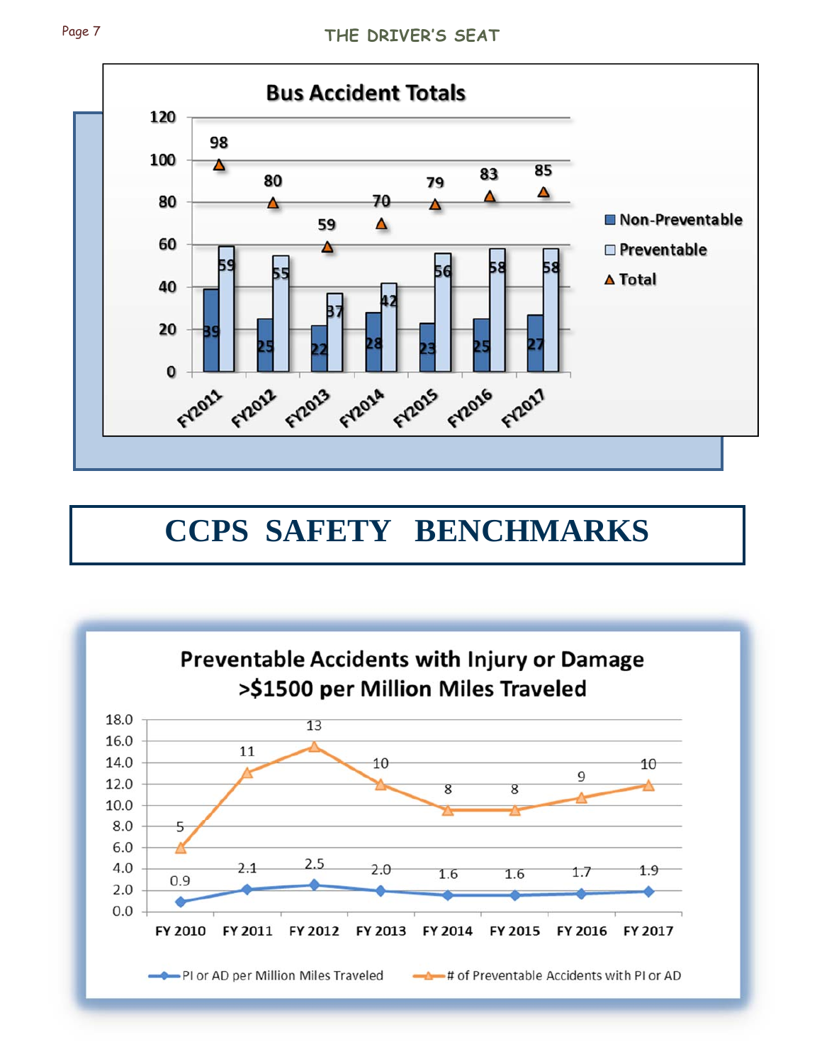## Bus Accident Totals

| | FY2011 | FY2012 | FY2013 | FY2014 | FY2015 | FY2016 | FY2017 |
|---|---|---|---|---|---|---|---|
| Non-Preventable | 39 | 25 | 22 | 28 | 23 | 25 | 27 |
| Preventable | 59 | 55 | 37 | 42 | 56 | 58 | 58 |
| Total | 98 | 80 | 59 | 70 | 79 | 83 | 85 |

# CCPS SAFETY BENCHMARKS

## Preventable Accidents with Injury or Damage >$1500 per Million Miles Traveled

| | FY 2010 | FY 2011 | FY 2012 | FY 2013 | FY 2014 | FY 2015 | FY 2016 | FY 2017 |
|---|---|---|---|---|---|---|---|---|
| PI or AD per Million Miles Traveled | 0.9 | 2.1 | 2.5 | 2.0 | 1.6 | 1.6 | 1.7 | 1.9 |
| # of Preventable Accidents with PI or AD | 5 | 11 | 13 | 10 | 8 | 8 | 9 | 10 |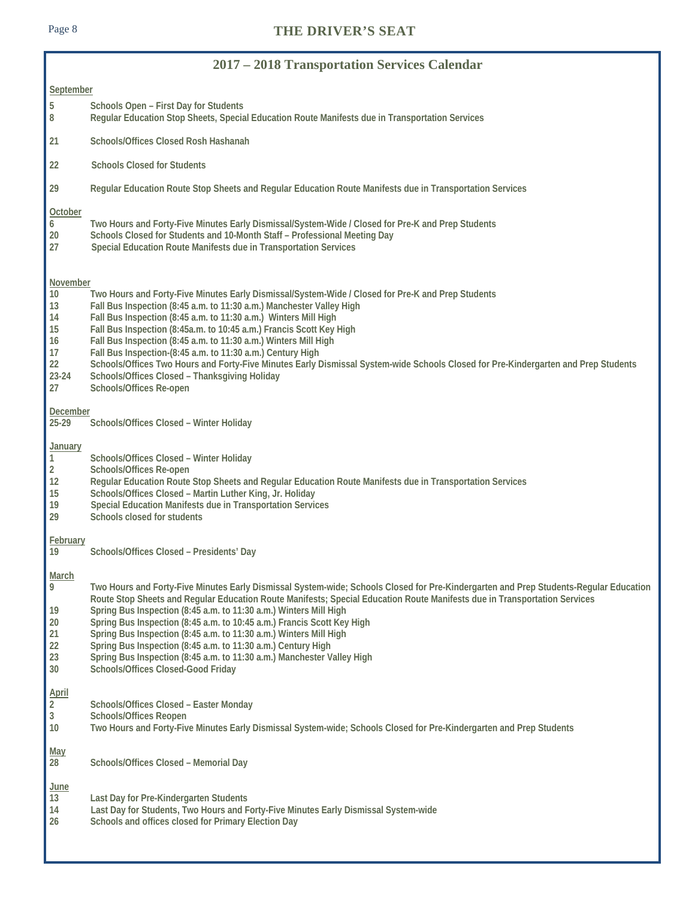# 2017 – 2018 Transportation Services Calendar

**September**

**5** Schools Open – First Day for Students
**8** Regular Education Stop Sheets, Special Education Route Manifests due in Transportation Services

**21** Schools/Offices Closed Rosh Hashanah

**22** Schools Closed for Students

**29** Regular Education Route Stop Sheets and Regular Education Route Manifests due in Transportation Services

**October**

**6** Two Hours and Forty-Five Minutes Early Dismissal/System-Wide / Closed for Pre-K and Prep Students
**20** Schools Closed for Students and 10-Month Staff – Professional Meeting Day
**27** Special Education Route Manifests due in Transportation Services

**November**

**10** Two Hours and Forty-Five Minutes Early Dismissal/System-Wide / Closed for Pre-K and Prep Students
**13** Fall Bus Inspection (8:45 a.m. to 11:30 a.m.) Manchester Valley High
**14** Fall Bus Inspection (8:45 a.m. to 11:30 a.m.) Winters Mill High
**15** Fall Bus Inspection (8:45a.m. to 10:45 a.m.) Francis Scott Key High
**16** Fall Bus Inspection (8:45 a.m. to 11:30 a.m.) Winters Mill High
**17** Fall Bus Inspection-(8:45 a.m. to 11:30 a.m.) Century High
**22** Schools/Offices Two Hours and Forty-Five Minutes Early Dismissal System-wide Schools Closed for Pre-Kindergarten and Prep Students
**23-24** Schools/Offices Closed – Thanksgiving Holiday
**27** Schools/Offices Re-open

**December**

**25-29** Schools/Offices Closed – Winter Holiday

**January**

**1** Schools/Offices Closed – Winter Holiday
**2** Schools/Offices Re-open
**12** Regular Education Route Stop Sheets and Regular Education Route Manifests due in Transportation Services
**15** Schools/Offices Closed – Martin Luther King, Jr. Holiday
**19** Special Education Manifests due in Transportation Services
**29** Schools closed for students

**February**

**19** Schools/Offices Closed – Presidents' Day

**March**

**9** Two Hours and Forty-Five Minutes Early Dismissal System-wide; Schools Closed for Pre-Kindergarten and Prep Students-Regular Education Route Stop Sheets and Regular Education Route Manifests; Special Education Route Manifests due in Transportation Services
**19** Spring Bus Inspection (8:45 a.m. to 11:30 a.m.) Winters Mill High
**20** Spring Bus Inspection (8:45 a.m. to 10:45 a.m.) Francis Scott Key High
**21** Spring Bus Inspection (8:45 a.m. to 11:30 a.m.) Winters Mill High
**22** Spring Bus Inspection (8:45 a.m. to 11:30 a.m.) Century High
**23** Spring Bus Inspection (8:45 a.m. to 11:30 a.m.) Manchester Valley High
**30** Schools/Offices Closed-Good Friday

**April**

**2** Schools/Offices Closed – Easter Monday
**3** Schools/Offices Reopen
**10** Two Hours and Forty-Five Minutes Early Dismissal System-wide; Schools Closed for Pre-Kindergarten and Prep Students

**May**

**28** Schools/Offices Closed – Memorial Day

**June**

**13** Last Day for Pre-Kindergarten Students
**14** Last Day for Students, Two Hours and Forty-Five Minutes Early Dismissal System-wide
**26** Schools and offices closed for Primary Election Day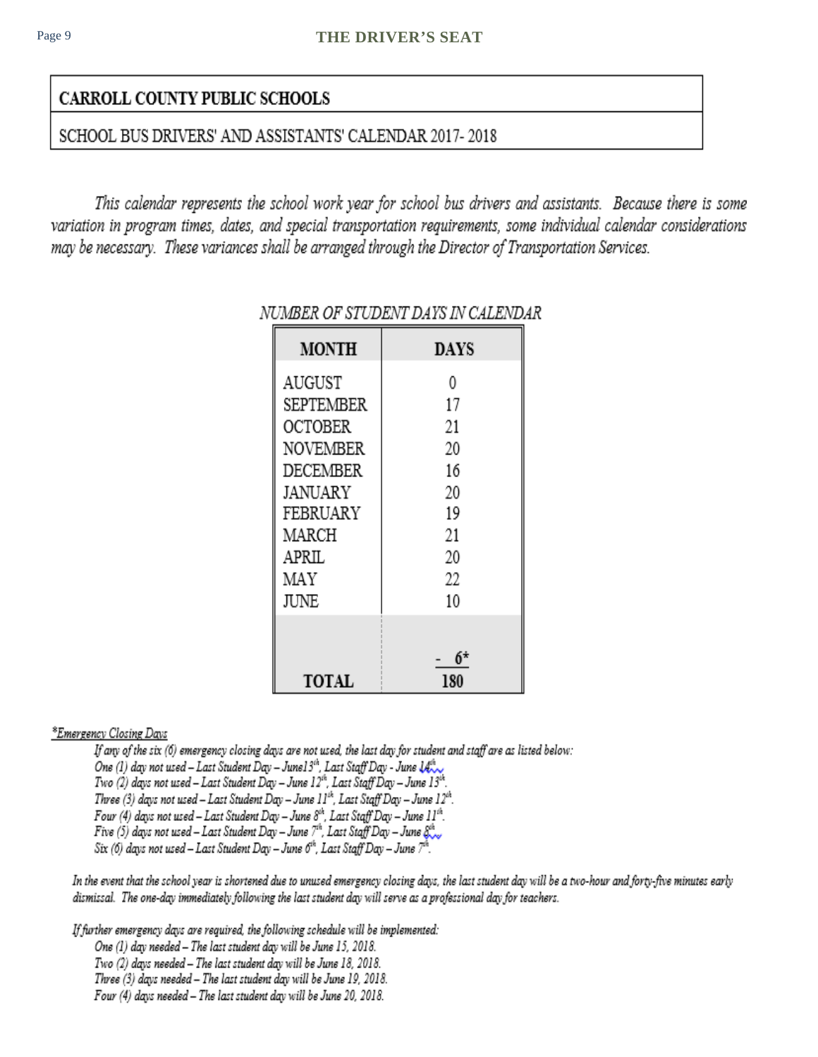## CARROLL COUNTY PUBLIC SCHOOLS

SCHOOL BUS DRIVERS' AND ASSISTANTS' CALENDAR 2017- 2018

*This calendar represents the school work year for school bus drivers and assistants. Because there is some variation in program times, dates, and special transportation requirements, some individual calendar considerations may be necessary. These variances shall be arranged through the Director of Transportation Services.*

*NUMBER OF STUDENT DAYS IN CALENDAR*

| MONTH | DAYS |
|---|---|
| AUGUST | 0 |
| SEPTEMBER | 17 |
| OCTOBER | 21 |
| NOVEMBER | 20 |
| DECEMBER | 16 |
| JANUARY | 20 |
| FEBRUARY | 19 |
| MARCH | 21 |
| APRIL | 20 |
| MAY | 22 |
| JUNE | 10 |
| | - 6* |
| **TOTAL** | **180** |

*\*Emergency Closing Days*

*If any of the six (6) emergency closing days are not used, the last day for student and staff are as listed below:*

*One (1) day not used – Last Student Day – June13th, Last Staff Day - June 14th*

*Two (2) days not used – Last Student Day – June 12th, Last Staff Day – June 13th.*

*Three (3) days not used – Last Student Day – June 11th, Last Staff Day – June 12th.*

*Four (4) days not used – Last Student Day – June 8th, Last Staff Day – June 11th.*

*Five (5) days not used – Last Student Day – June 7th, Last Staff Day – June 8th*

*Six (6) days not used – Last Student Day – June 6th, Last Staff Day – June 7th.*

*In the event that the school year is shortened due to unused emergency closing days, the last student day will be a two-hour and forty-five minutes early dismissal. The one-day immediately following the last student day will serve as a professional day for teachers.*

*If further emergency days are required, the following schedule will be implemented:*

*One (1) day needed – The last student day will be June 15, 2018.*

*Two (2) days needed – The last student day will be June 18, 2018.*

*Three (3) days needed – The last student day will be June 19, 2018.*

*Four (4) days needed – The last student day will be June 20, 2018.*